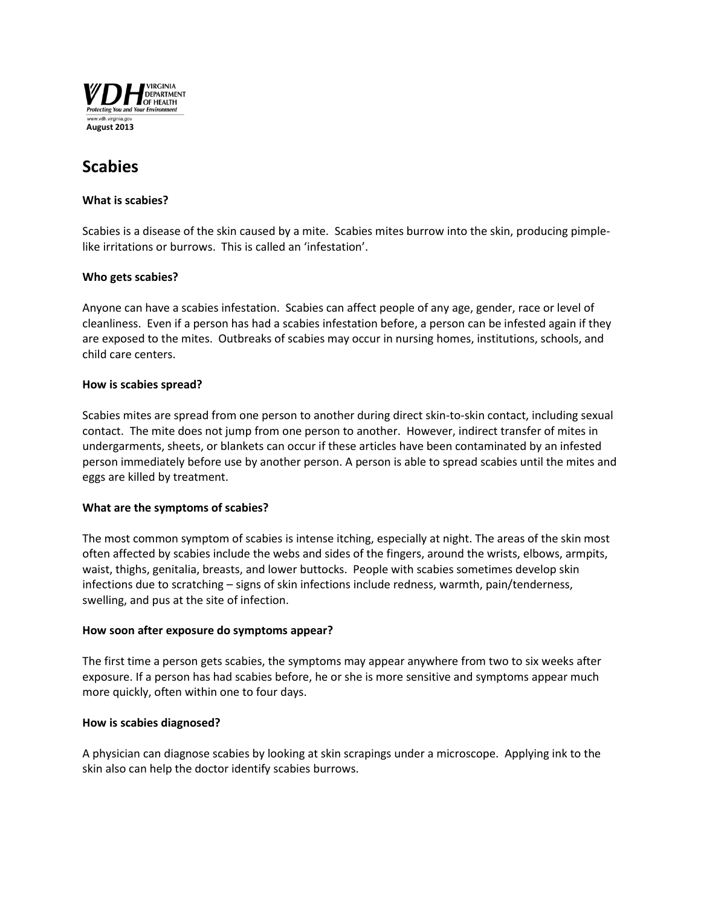VIRGINIA DEPARTMENT OF HEALTH
*Protecting You and Your Environment*
www.vdh.virginia.gov
**August 2013**

# Scabies

**What is scabies?**

Scabies is a disease of the skin caused by a mite. Scabies mites burrow into the skin, producing pimple-like irritations or burrows. This is called an 'infestation'.

**Who gets scabies?**

Anyone can have a scabies infestation. Scabies can affect people of any age, gender, race or level of cleanliness. Even if a person has had a scabies infestation before, a person can be infested again if they are exposed to the mites. Outbreaks of scabies may occur in nursing homes, institutions, schools, and child care centers.

**How is scabies spread?**

Scabies mites are spread from one person to another during direct skin-to-skin contact, including sexual contact. The mite does not jump from one person to another. However, indirect transfer of mites in undergarments, sheets, or blankets can occur if these articles have been contaminated by an infested person immediately before use by another person. A person is able to spread scabies until the mites and eggs are killed by treatment.

**What are the symptoms of scabies?**

The most common symptom of scabies is intense itching, especially at night. The areas of the skin most often affected by scabies include the webs and sides of the fingers, around the wrists, elbows, armpits, waist, thighs, genitalia, breasts, and lower buttocks. People with scabies sometimes develop skin infections due to scratching – signs of skin infections include redness, warmth, pain/tenderness, swelling, and pus at the site of infection.

**How soon after exposure do symptoms appear?**

The first time a person gets scabies, the symptoms may appear anywhere from two to six weeks after exposure. If a person has had scabies before, he or she is more sensitive and symptoms appear much more quickly, often within one to four days.

**How is scabies diagnosed?**

A physician can diagnose scabies by looking at skin scrapings under a microscope. Applying ink to the skin also can help the doctor identify scabies burrows.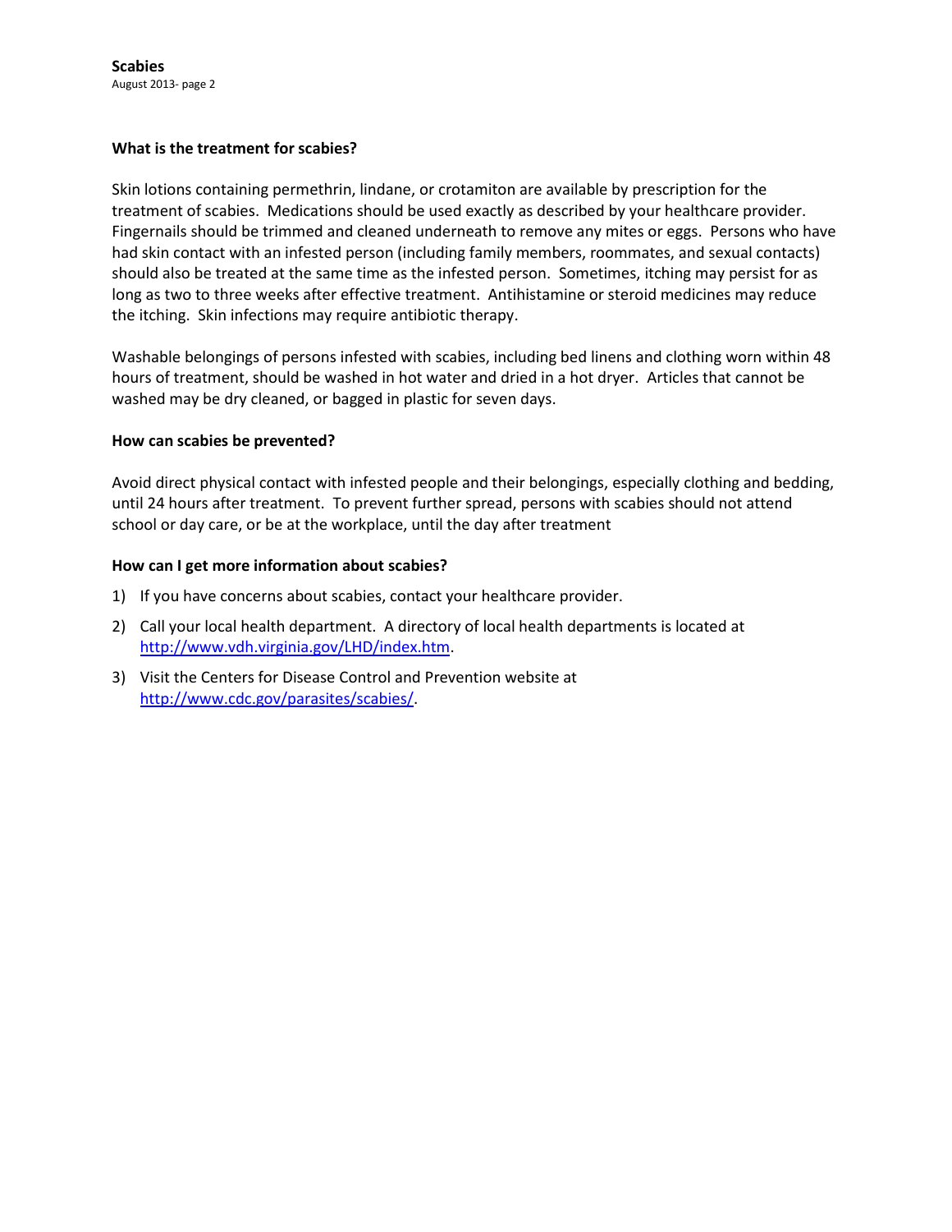### What is the treatment for scabies?

Skin lotions containing permethrin, lindane, or crotamiton are available by prescription for the treatment of scabies. Medications should be used exactly as described by your healthcare provider. Fingernails should be trimmed and cleaned underneath to remove any mites or eggs. Persons who have had skin contact with an infested person (including family members, roommates, and sexual contacts) should also be treated at the same time as the infested person. Sometimes, itching may persist for as long as two to three weeks after effective treatment. Antihistamine or steroid medicines may reduce the itching. Skin infections may require antibiotic therapy.

Washable belongings of persons infested with scabies, including bed linens and clothing worn within 48 hours of treatment, should be washed in hot water and dried in a hot dryer. Articles that cannot be washed may be dry cleaned, or bagged in plastic for seven days.

### How can scabies be prevented?

Avoid direct physical contact with infested people and their belongings, especially clothing and bedding, until 24 hours after treatment. To prevent further spread, persons with scabies should not attend school or day care, or be at the workplace, until the day after treatment

### How can I get more information about scabies?

1) If you have concerns about scabies, contact your healthcare provider.
2) Call your local health department. A directory of local health departments is located at [http://www.vdh.virginia.gov/LHD/index.htm](http://www.vdh.virginia.gov/LHD/index.htm).
3) Visit the Centers for Disease Control and Prevention website at [http://www.cdc.gov/parasites/scabies/](http://www.cdc.gov/parasites/scabies/).